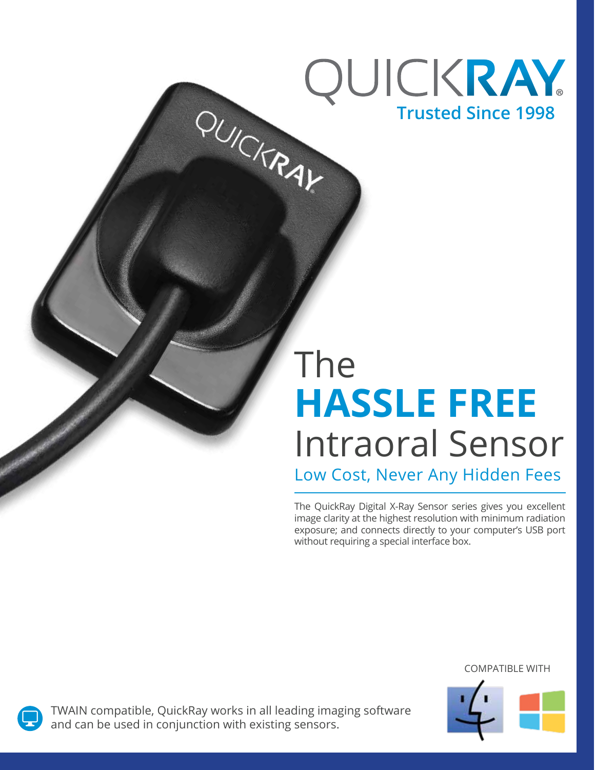# QUICKRAY®

**Trusted Since 1998**

# The **HASSLE FREE** Intraoral Sensor

## Low Cost, Never Any Hidden Fees

The QuickRay Digital X-Ray Sensor series gives you excellent image clarity at the highest resolution with minimum radiation exposure; and connects directly to your computer's USB port without requiring a special interface box.

COMPATIBLE WITH

TWAIN compatible, QuickRay works in all leading imaging software and can be used in conjunction with existing sensors.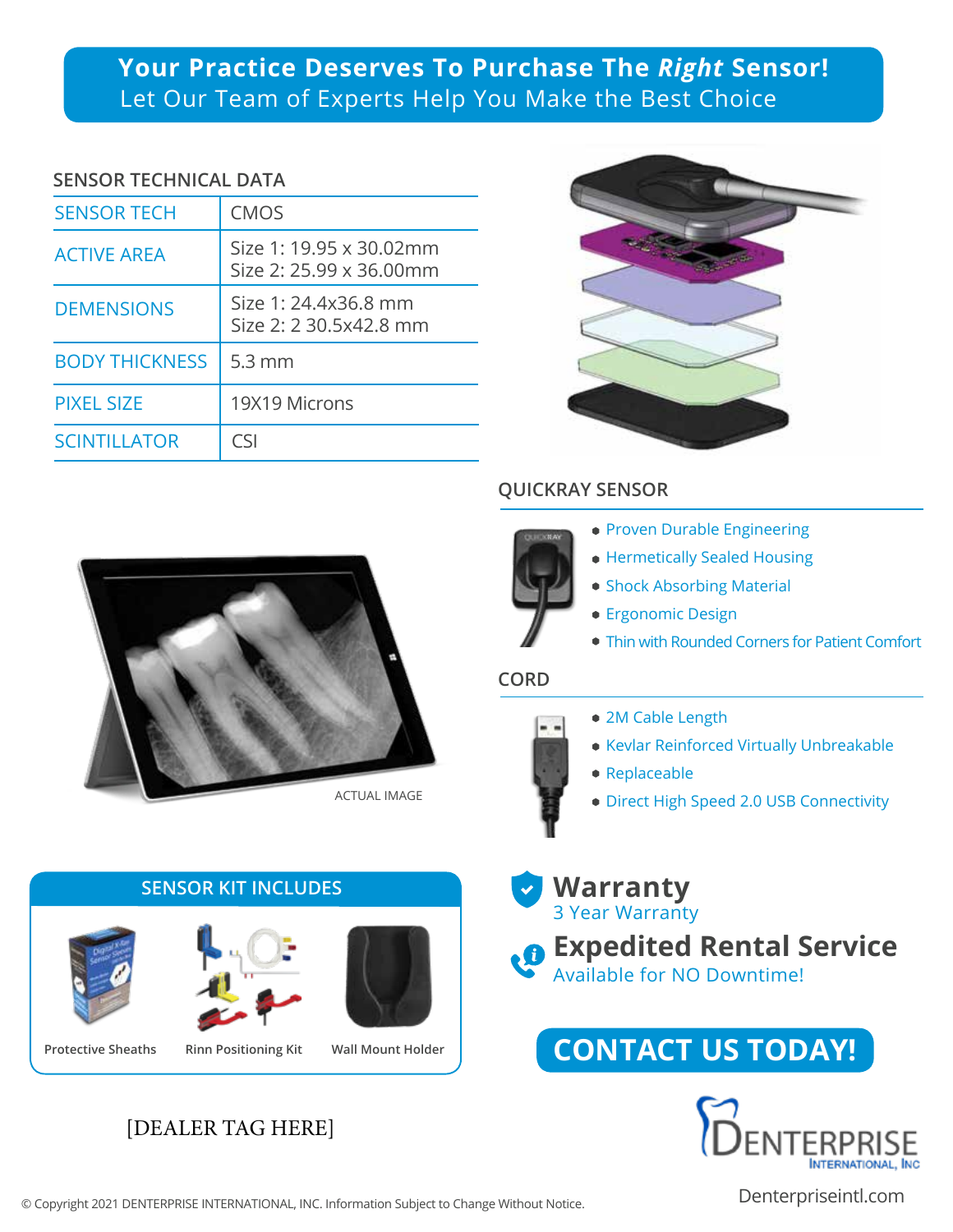# Your Practice Deserves To Purchase The *Right* Sensor!

Let Our Team of Experts Help You Make the Best Choice

## SENSOR TECHNICAL DATA

| | |
|---|---|
| SENSOR TECH | CMOS |
| ACTIVE AREA | Size 1: 19.95 x 30.02mm<br>Size 2: 25.99 x 36.00mm |
| DEMENSIONS | Size 1: 24.4x36.8 mm<br>Size 2: 2 30.5x42.8 mm |
| BODY THICKNESS | 5.3 mm |
| PIXEL SIZE | 19X19 Microns |
| SCINTILLATOR | CSI |

ACTUAL IMAGE

## QUICKRAY SENSOR

- Proven Durable Engineering
- Hermetically Sealed Housing
- Shock Absorbing Material
- Ergonomic Design
- Thin with Rounded Corners for Patient Comfort

## CORD

- 2M Cable Length
- Kevlar Reinforced Virtually Unbreakable
- Replaceable
- Direct High Speed 2.0 USB Connectivity

## SENSOR KIT INCLUDES

- Protective Sheaths
- Rinn Positioning Kit
- Wall Mount Holder

## Warranty

3 Year Warranty

## Expedited Rental Service

Available for NO Downtime!

**CONTACT US TODAY!**

[DEALER TAG HERE]

DENTERPRISE INTERNATIONAL, INC

Denterpriseintl.com

© Copyright 2021 DENTERPRISE INTERNATIONAL, INC. Information Subject to Change Without Notice.